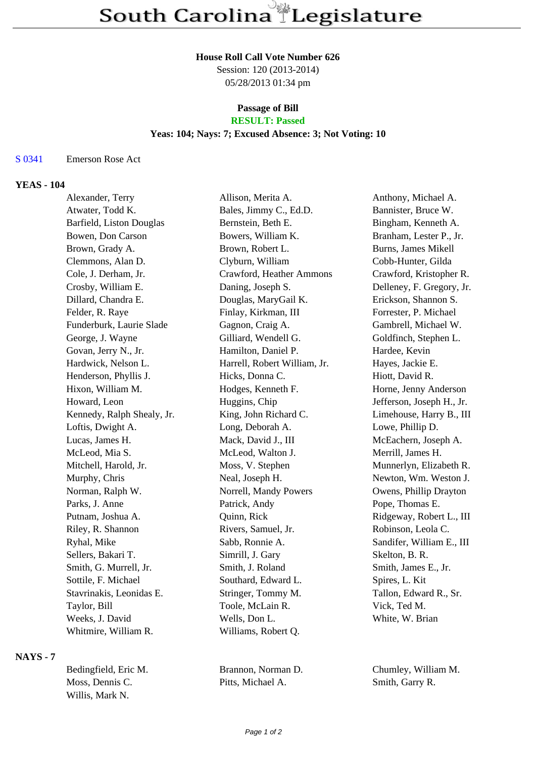# South Carolina Legislature

**House Roll Call Vote Number 626**
Session: 120 (2013-2014)
05/28/2013 01:34 pm

**Passage of Bill**
**RESULT: Passed**
**Yeas: 104; Nays: 7; Excused Absence: 3; Not Voting: 10**

S 0341 Emerson Rose Act

## YEAS - 104

| | | |
|---|---|---|
| Alexander, Terry | Allison, Merita A. | Anthony, Michael A. |
| Atwater, Todd K. | Bales, Jimmy C., Ed.D. | Bannister, Bruce W. |
| Barfield, Liston Douglas | Bernstein, Beth E. | Bingham, Kenneth A. |
| Bowen, Don Carson | Bowers, William K. | Branham, Lester P., Jr. |
| Brown, Grady A. | Brown, Robert L. | Burns, James Mikell |
| Clemmons, Alan D. | Clyburn, William | Cobb-Hunter, Gilda |
| Cole, J. Derham, Jr. | Crawford, Heather Ammons | Crawford, Kristopher R. |
| Crosby, William E. | Daning, Joseph S. | Delleney, F. Gregory, Jr. |
| Dillard, Chandra E. | Douglas, MaryGail K. | Erickson, Shannon S. |
| Felder, R. Raye | Finlay, Kirkman, III | Forrester, P. Michael |
| Funderburk, Laurie Slade | Gagnon, Craig A. | Gambrell, Michael W. |
| George, J. Wayne | Gilliard, Wendell G. | Goldfinch, Stephen L. |
| Govan, Jerry N., Jr. | Hamilton, Daniel P. | Hardee, Kevin |
| Hardwick, Nelson L. | Harrell, Robert William, Jr. | Hayes, Jackie E. |
| Henderson, Phyllis J. | Hicks, Donna C. | Hiott, David R. |
| Hixon, William M. | Hodges, Kenneth F. | Horne, Jenny Anderson |
| Howard, Leon | Huggins, Chip | Jefferson, Joseph H., Jr. |
| Kennedy, Ralph Shealy, Jr. | King, John Richard C. | Limehouse, Harry B., III |
| Loftis, Dwight A. | Long, Deborah A. | Lowe, Phillip D. |
| Lucas, James H. | Mack, David J., III | McEachern, Joseph A. |
| McLeod, Mia S. | McLeod, Walton J. | Merrill, James H. |
| Mitchell, Harold, Jr. | Moss, V. Stephen | Munnerlyn, Elizabeth R. |
| Murphy, Chris | Neal, Joseph H. | Newton, Wm. Weston J. |
| Norman, Ralph W. | Norrell, Mandy Powers | Owens, Phillip Drayton |
| Parks, J. Anne | Patrick, Andy | Pope, Thomas E. |
| Putnam, Joshua A. | Quinn, Rick | Ridgeway, Robert L., III |
| Riley, R. Shannon | Rivers, Samuel, Jr. | Robinson, Leola C. |
| Ryhal, Mike | Sabb, Ronnie A. | Sandifer, William E., III |
| Sellers, Bakari T. | Simrill, J. Gary | Skelton, B. R. |
| Smith, G. Murrell, Jr. | Smith, J. Roland | Smith, James E., Jr. |
| Sottile, F. Michael | Southard, Edward L. | Spires, L. Kit |
| Stavrinakis, Leonidas E. | Stringer, Tommy M. | Tallon, Edward R., Sr. |
| Taylor, Bill | Toole, McLain R. | Vick, Ted M. |
| Weeks, J. David | Wells, Don L. | White, W. Brian |
| Whitmire, William R. | Williams, Robert Q. | |

## NAYS - 7

| | | |
|---|---|---|
| Bedingfield, Eric M. | Brannon, Norman D. | Chumley, William M. |
| Moss, Dennis C. | Pitts, Michael A. | Smith, Garry R. |
| Willis, Mark N. | | |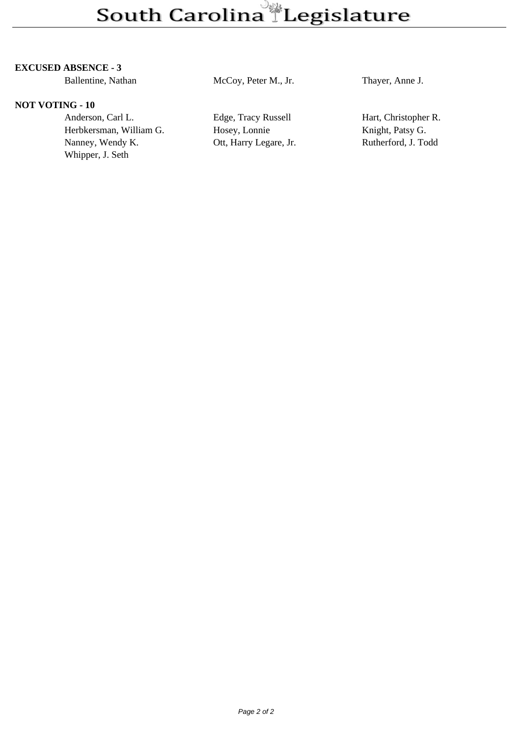**EXCUSED ABSENCE - 3**

| | | |
|---|---|---|
| Ballentine, Nathan | McCoy, Peter M., Jr. | Thayer, Anne J. |

**NOT VOTING - 10**

| | | |
|---|---|---|
| Anderson, Carl L. | Edge, Tracy Russell | Hart, Christopher R. |
| Herbkersman, William G. | Hosey, Lonnie | Knight, Patsy G. |
| Nanney, Wendy K. | Ott, Harry Legare, Jr. | Rutherford, J. Todd |
| Whipper, J. Seth | | |